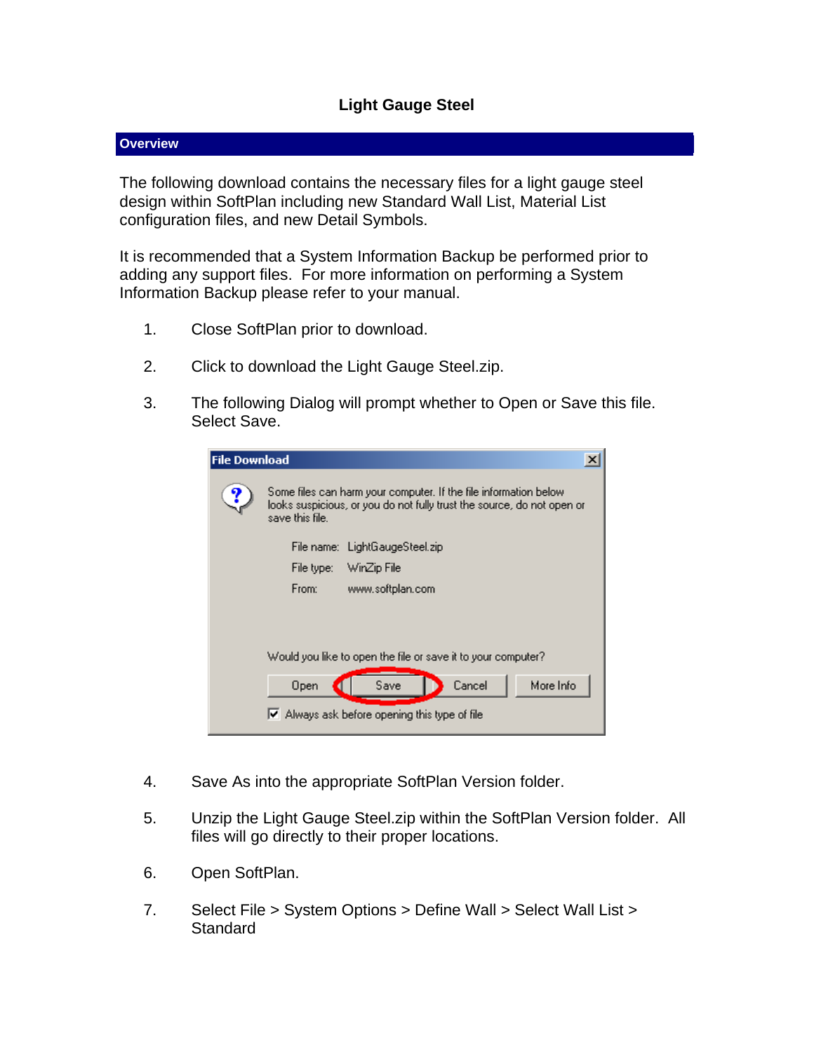# Light Gauge Steel

## Overview

The following download contains the necessary files for a light gauge steel design within SoftPlan including new Standard Wall List, Material List configuration files, and new Detail Symbols.

It is recommended that a System Information Backup be performed prior to adding any support files. For more information on performing a System Information Backup please refer to your manual.

1. Close SoftPlan prior to download.

2. Click to download the Light Gauge Steel.zip.

3. The following Dialog will prompt whether to Open or Save this file. Select Save.

4. Save As into the appropriate SoftPlan Version folder.

5. Unzip the Light Gauge Steel.zip within the SoftPlan Version folder. All files will go directly to their proper locations.

6. Open SoftPlan.

7. Select File > System Options > Define Wall > Select Wall List > Standard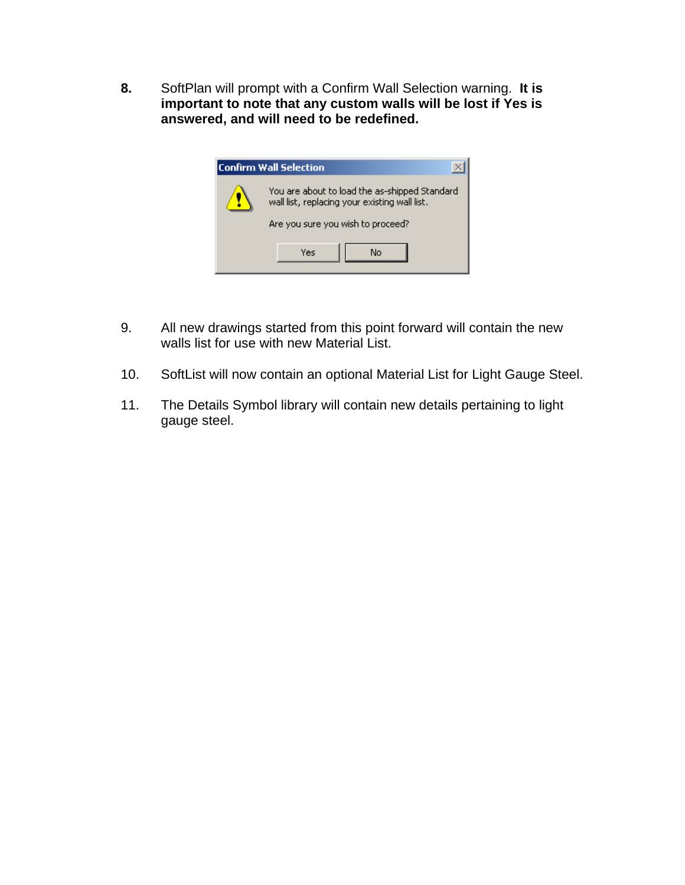**8.** SoftPlan will prompt with a Confirm Wall Selection warning. **It is important to note that any custom walls will be lost if Yes is answered, and will need to be redefined.**

9. All new drawings started from this point forward will contain the new walls list for use with new Material List.

10. SoftList will now contain an optional Material List for Light Gauge Steel.

11. The Details Symbol library will contain new details pertaining to light gauge steel.